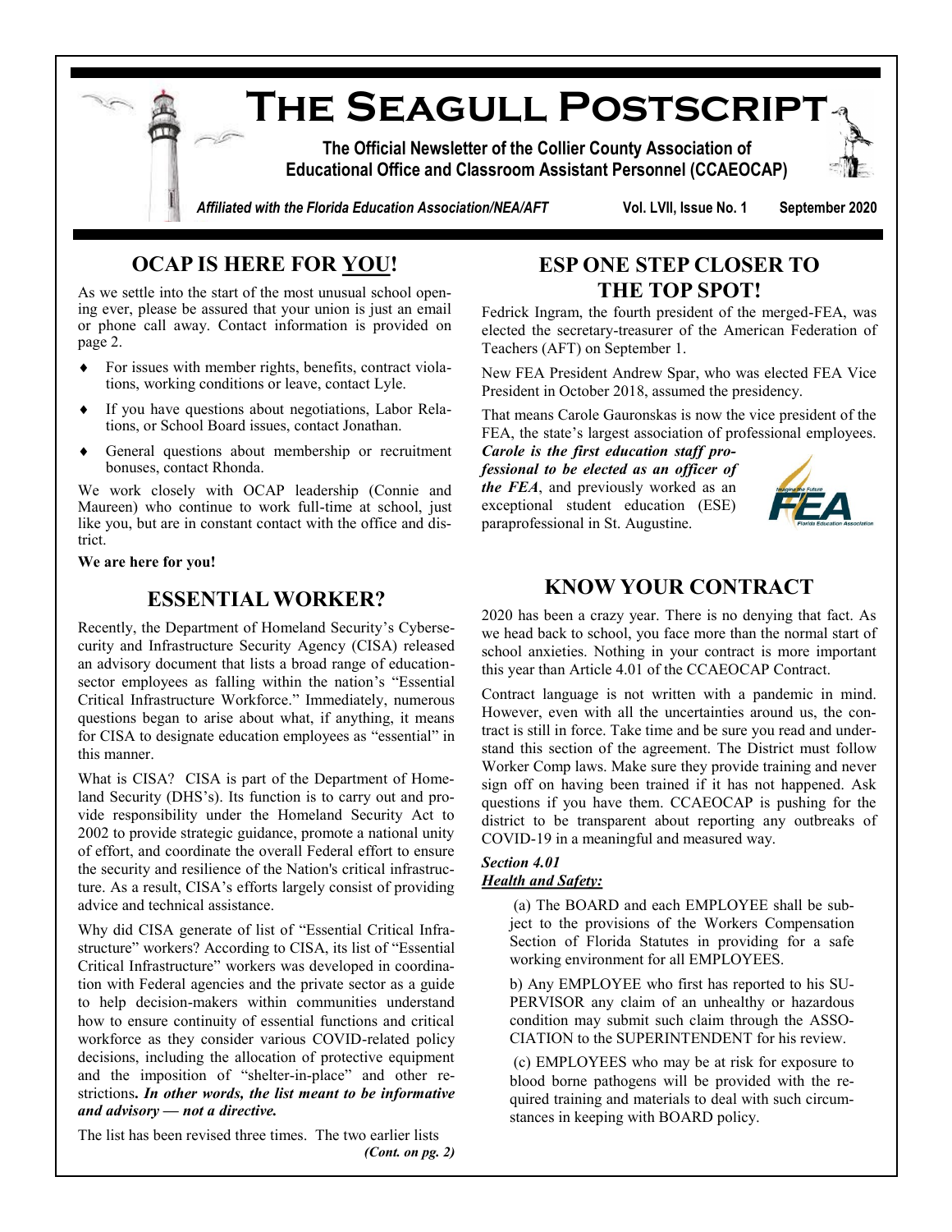# The Seagull Postscript

**The Official Newsletter of the Collier County Association of Educational Office and Classroom Assistant Personnel (CCAEOCAP)**

*Affiliated with the Florida Education Association/NEA/AFT* **Vol. LVII, Issue No. 1 September 2020**

## OCAP IS HERE FOR YOU!

As we settle into the start of the most unusual school opening ever, please be assured that your union is just an email or phone call away. Contact information is provided on page 2.

- For issues with member rights, benefits, contract violations, working conditions or leave, contact Lyle.
- If you have questions about negotiations, Labor Relations, or School Board issues, contact Jonathan.
- General questions about membership or recruitment bonuses, contact Rhonda.

We work closely with OCAP leadership (Connie and Maureen) who continue to work full-time at school, just like you, but are in constant contact with the office and district.

**We are here for you!**

## ESSENTIAL WORKER?

Recently, the Department of Homeland Security's Cybersecurity and Infrastructure Security Agency (CISA) released an advisory document that lists a broad range of education-sector employees as falling within the nation's "Essential Critical Infrastructure Workforce." Immediately, numerous questions began to arise about what, if anything, it means for CISA to designate education employees as "essential" in this manner.

What is CISA? CISA is part of the Department of Homeland Security (DHS's). Its function is to carry out and provide responsibility under the Homeland Security Act to 2002 to provide strategic guidance, promote a national unity of effort, and coordinate the overall Federal effort to ensure the security and resilience of the Nation's critical infrastructure. As a result, CISA's efforts largely consist of providing advice and technical assistance.

Why did CISA generate of list of "Essential Critical Infrastructure" workers? According to CISA, its list of "Essential Critical Infrastructure" workers was developed in coordination with Federal agencies and the private sector as a guide to help decision-makers within communities understand how to ensure continuity of essential functions and critical workforce as they consider various COVID-related policy decisions, including the allocation of protective equipment and the imposition of "shelter-in-place" and other restrictions**.** ***In other words, the list meant to be informative and advisory — not a directive.***

The list has been revised three times. The two earlier lists

*(Cont. on pg. 2)*

## ESP ONE STEP CLOSER TO THE TOP SPOT!

Fedrick Ingram, the fourth president of the merged-FEA, was elected the secretary-treasurer of the American Federation of Teachers (AFT) on September 1.

New FEA President Andrew Spar, who was elected FEA Vice President in October 2018, assumed the presidency.

That means Carole Gauronskas is now the vice president of the FEA, the state's largest association of professional employees. ***Carole is the first education staff professional to be elected as an officer of the FEA***, and previously worked as an exceptional student education (ESE) paraprofessional in St. Augustine.

## KNOW YOUR CONTRACT

2020 has been a crazy year. There is no denying that fact. As we head back to school, you face more than the normal start of school anxieties. Nothing in your contract is more important this year than Article 4.01 of the CCAEOCAP Contract.

Contract language is not written with a pandemic in mind. However, even with all the uncertainties around us, the contract is still in force. Take time and be sure you read and understand this section of the agreement. The District must follow Worker Comp laws. Make sure they provide training and never sign off on having been trained if it has not happened. Ask questions if you have them. CCAEOCAP is pushing for the district to be transparent about reporting any outbreaks of COVID-19 in a meaningful and measured way.

***Section 4.01***
***Health and Safety:***

(a) The BOARD and each EMPLOYEE shall be subject to the provisions of the Workers Compensation Section of Florida Statutes in providing for a safe working environment for all EMPLOYEES.

b) Any EMPLOYEE who first has reported to his SUPERVISOR any claim of an unhealthy or hazardous condition may submit such claim through the ASSOCIATION to the SUPERINTENDENT for his review.

(c) EMPLOYEES who may be at risk for exposure to blood borne pathogens will be provided with the required training and materials to deal with such circumstances in keeping with BOARD policy.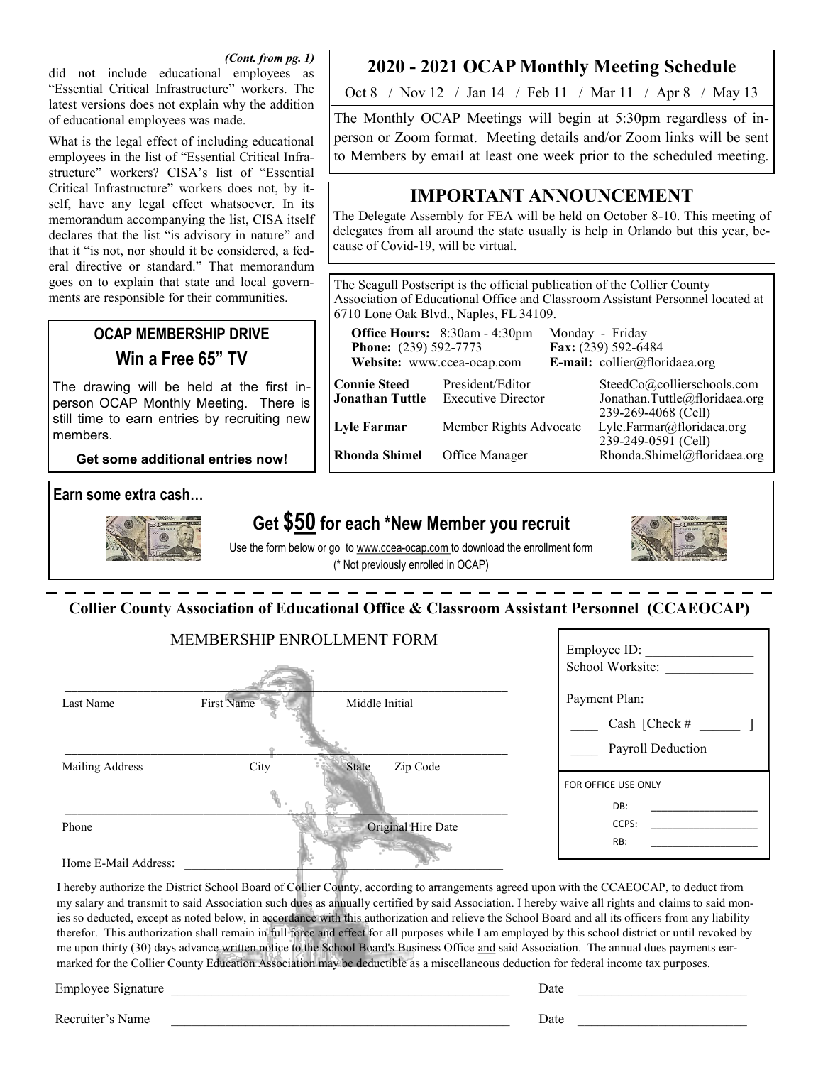*(Cont. from pg. 1)*

did not include educational employees as "Essential Critical Infrastructure" workers. The latest versions does not explain why the addition of educational employees was made.

What is the legal effect of including educational employees in the list of "Essential Critical Infrastructure" workers? CISA's list of "Essential Critical Infrastructure" workers does not, by itself, have any legal effect whatsoever. In its memorandum accompanying the list, CISA itself declares that the list "is advisory in nature" and that it "is not, nor should it be considered, a federal directive or standard." That memorandum goes on to explain that state and local governments are responsible for their communities.

## OCAP MEMBERSHIP DRIVE

## Win a Free 65" TV

The drawing will be held at the first in-person OCAP Monthly Meeting. There is still time to earn entries by recruiting new members.

**Get some additional entries now!**

## 2020 - 2021 OCAP Monthly Meeting Schedule

Oct 8 / Nov 12 / Jan 14 / Feb 11 / Mar 11 / Apr 8 / May 13

The Monthly OCAP Meetings will begin at 5:30pm regardless of in-person or Zoom format. Meeting details and/or Zoom links will be sent to Members by email at least one week prior to the scheduled meeting.

## IMPORTANT ANNOUNCEMENT

The Delegate Assembly for FEA will be held on October 8-10. This meeting of delegates from all around the state usually is help in Orlando but this year, because of Covid-19, will be virtual.

The Seagull Postscript is the official publication of the Collier County Association of Educational Office and Classroom Assistant Personnel located at 6710 Lone Oak Blvd., Naples, FL 34109.

**Office Hours:** 8:30am - 4:30pm Monday - Friday
**Phone:** (239) 592-7773 **Fax:** (239) 592-6484
**Website:** www.ccea-ocap.com **E-mail:** collier@floridaea.org

| | | |
|---|---|---|
| **Connie Steed** | President/Editor | SteedCo@collierschools.com |
| **Jonathan Tuttle** | Executive Director | Jonathan.Tuttle@floridaea.org 239-269-4068 (Cell) |
| **Lyle Farmar** | Member Rights Advocate | Lyle.Farmar@floridaea.org 239-249-0591 (Cell) |
| **Rhonda Shimel** | Office Manager | Rhonda.Shimel@floridaea.org |

**Earn some extra cash…**

## Get $50 for each *New Member you recruit

Use the form below or go to www.ccea-ocap.com to download the enrollment form
(* Not previously enrolled in OCAP)

---

### Collier County Association of Educational Office & Classroom Assistant Personnel (CCAEOCAP)

MEMBERSHIP ENROLLMENT FORM

Last Name ____ First Name ____ Middle Initial ____

Mailing Address ____ City ____ State ____ Zip Code ____

Phone ____ Original Hire Date ____

Home E-Mail Address: ____

Employee ID: ____
School Worksite: ____

Payment Plan:

____ Cash [Check # ______ ]

____ Payroll Deduction

FOR OFFICE USE ONLY

DB: ____
CCPS: ____
RB: ____

I hereby authorize the District School Board of Collier County, according to arrangements agreed upon with the CCAEOCAP, to deduct from my salary and transmit to said Association such dues as annually certified by said Association. I hereby waive all rights and claims to said monies so deducted, except as noted below, in accordance with this authorization and relieve the School Board and all its officers from any liability therefor. This authorization shall remain in full force and effect for all purposes while I am employed by this school district or until revoked by me upon thirty (30) days advance written notice to the School Board's Business Office and said Association. The annual dues payments earmarked for the Collier County Education Association may be deductible as a miscellaneous deduction for federal income tax purposes.

Employee Signature ____ Date ____

Recruiter's Name ____ Date ____